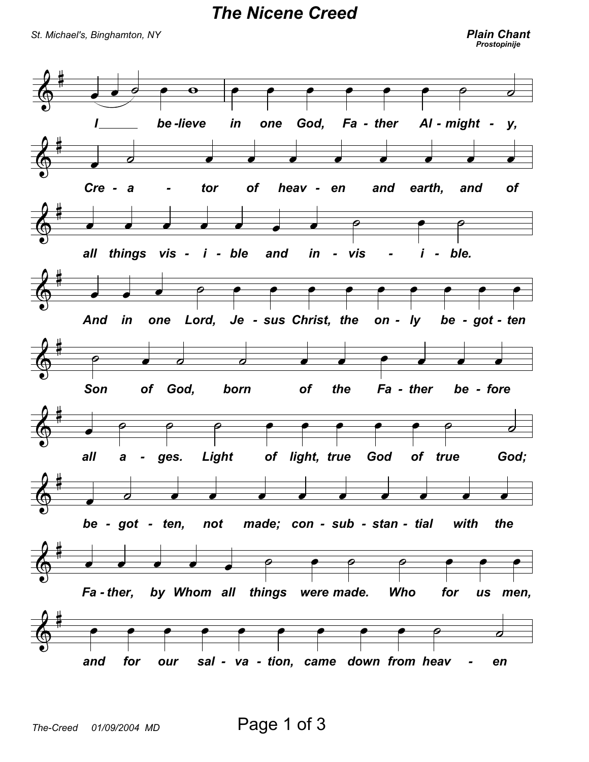# *The Nicene Creed*

*St. Michael's, Binghamton, NY*

***Plain Chant***
***Prostopinije***

*I believe in one God, Father Almighty,*

*Creator of heaven and earth, and of*

*all things visible and invisible.*

*And in one Lord, Jesus Christ, the only begotten*

*Son of God, born of the Father before*

*all ages. Light of light, true God of true God;*

*begotten, not made; consubstantial with the*

*Father, by Whom all things were made. Who for us men,*

*and for our salvation, came down from heaven*

*The-Creed 01/09/2004 MD*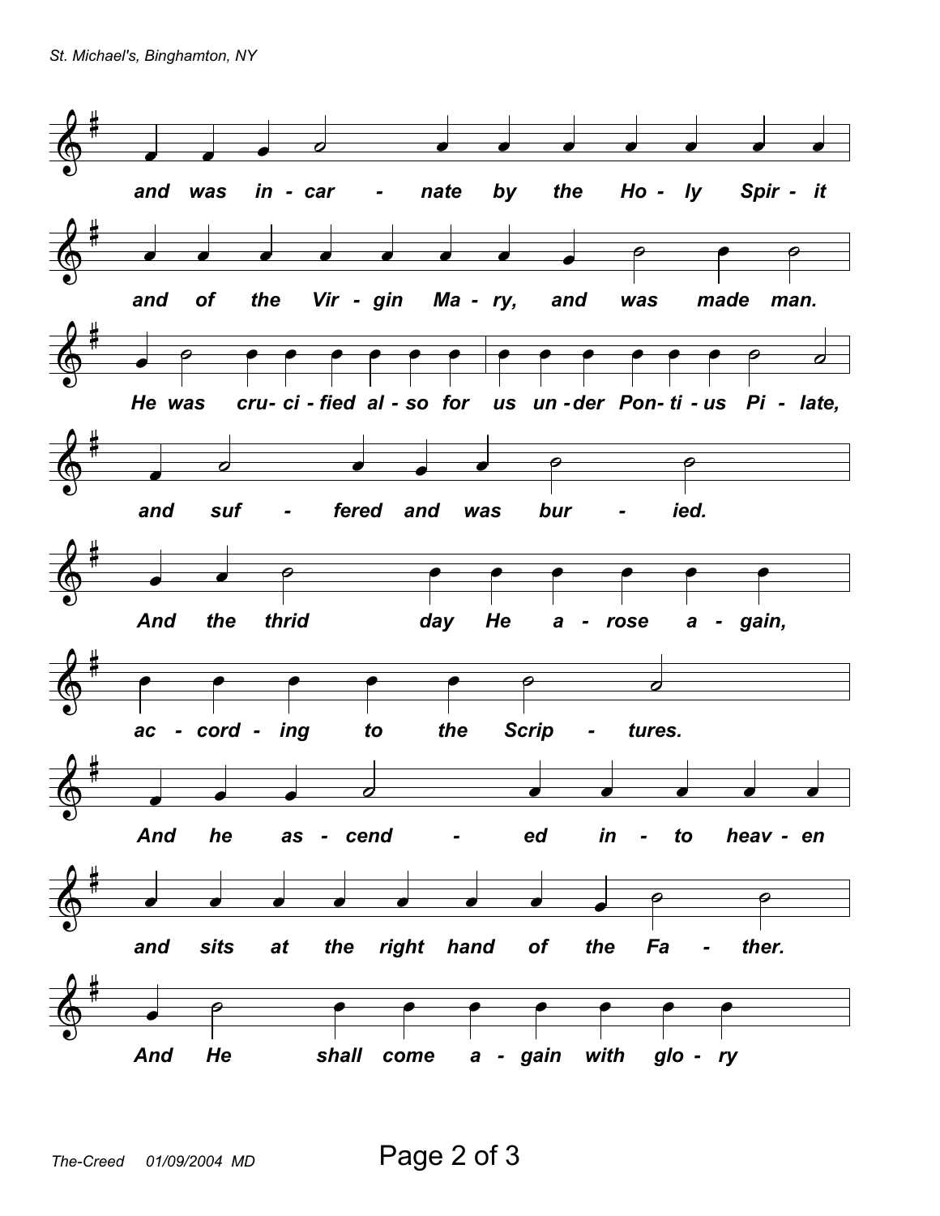and was in - car - nate by the Ho - ly Spir - it

and of the Vir - gin Ma - ry, and was made man.

He was cru- ci - fied al - so for us un - der Pon- ti - us Pi - late,

and suf - fered and was bur - ied.

And the thrid day He a - rose a - gain,

ac - cord - ing to the Scrip - tures.

And he as - cend - ed in - to heav - en

and sits at the right hand of the Fa - ther.

And He shall come a - gain with glo - ry

The-Creed 01/09/2004 MD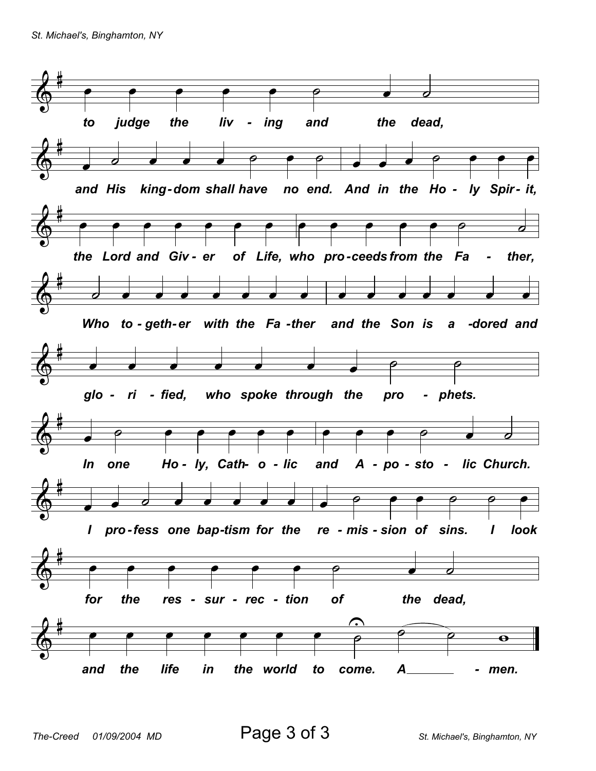to judge the liv - ing and the dead,

and His king-dom shall have no end. And in the Ho - ly Spir- it,

the Lord and Giv - er of Life, who pro-ceeds from the Fa - ther,

Who to - geth- er with the Fa -ther and the Son is a -dored and

glo - ri - fied, who spoke through the pro - phets.

In one Ho - ly, Cath- o - lic and A - po - sto - lic Church.

I pro-fess one bap-tism for the re - mis - sion of sins. I look

for the res - sur - rec - tion of the dead,

and the life in the world to come. A_______ - men.